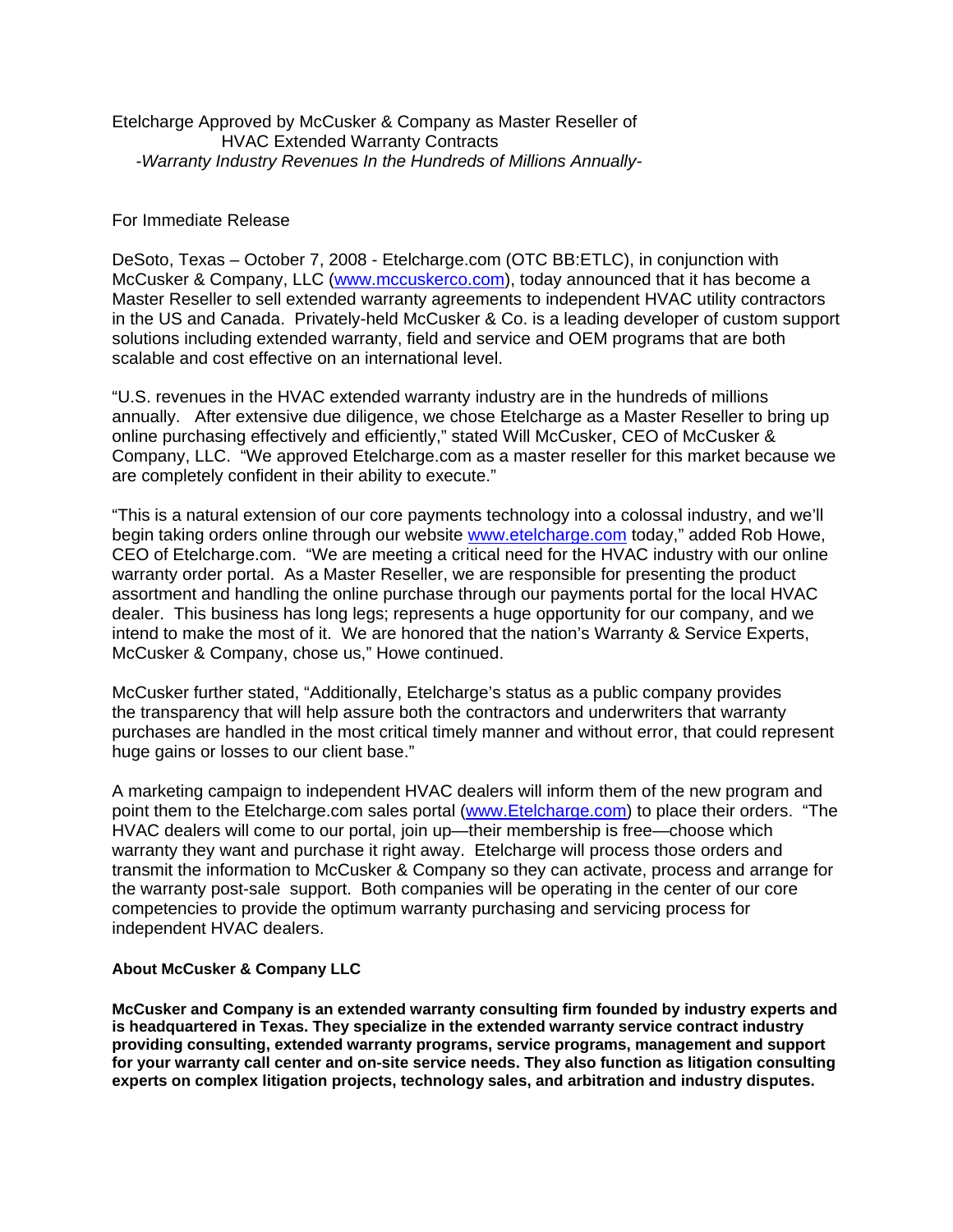# Etelcharge Approved by McCusker & Company as Master Reseller of HVAC Extended Warranty Contracts

*-Warranty Industry Revenues In the Hundreds of Millions Annually-*

For Immediate Release

DeSoto, Texas – October 7, 2008 - Etelcharge.com (OTC BB:ETLC), in conjunction with McCusker & Company, LLC (www.mccuskerco.com), today announced that it has become a Master Reseller to sell extended warranty agreements to independent HVAC utility contractors in the US and Canada. Privately-held McCusker & Co. is a leading developer of custom support solutions including extended warranty, field and service and OEM programs that are both scalable and cost effective on an international level.

"U.S. revenues in the HVAC extended warranty industry are in the hundreds of millions annually. After extensive due diligence, we chose Etelcharge as a Master Reseller to bring up online purchasing effectively and efficiently," stated Will McCusker, CEO of McCusker & Company, LLC. "We approved Etelcharge.com as a master reseller for this market because we are completely confident in their ability to execute."

"This is a natural extension of our core payments technology into a colossal industry, and we'll begin taking orders online through our website www.etelcharge.com today," added Rob Howe, CEO of Etelcharge.com. "We are meeting a critical need for the HVAC industry with our online warranty order portal. As a Master Reseller, we are responsible for presenting the product assortment and handling the online purchase through our payments portal for the local HVAC dealer. This business has long legs; represents a huge opportunity for our company, and we intend to make the most of it. We are honored that the nation's Warranty & Service Experts, McCusker & Company, chose us," Howe continued.

McCusker further stated, "Additionally, Etelcharge's status as a public company provides the transparency that will help assure both the contractors and underwriters that warranty purchases are handled in the most critical timely manner and without error, that could represent huge gains or losses to our client base."

A marketing campaign to independent HVAC dealers will inform them of the new program and point them to the Etelcharge.com sales portal (www.Etelcharge.com) to place their orders. "The HVAC dealers will come to our portal, join up—their membership is free—choose which warranty they want and purchase it right away. Etelcharge will process those orders and transmit the information to McCusker & Company so they can activate, process and arrange for the warranty post-sale support. Both companies will be operating in the center of our core competencies to provide the optimum warranty purchasing and servicing process for independent HVAC dealers.

**About McCusker & Company LLC**

**McCusker and Company is an extended warranty consulting firm founded by industry experts and is headquartered in Texas. They specialize in the extended warranty service contract industry providing consulting, extended warranty programs, service programs, management and support for your warranty call center and on-site service needs. They also function as litigation consulting experts on complex litigation projects, technology sales, and arbitration and industry disputes.**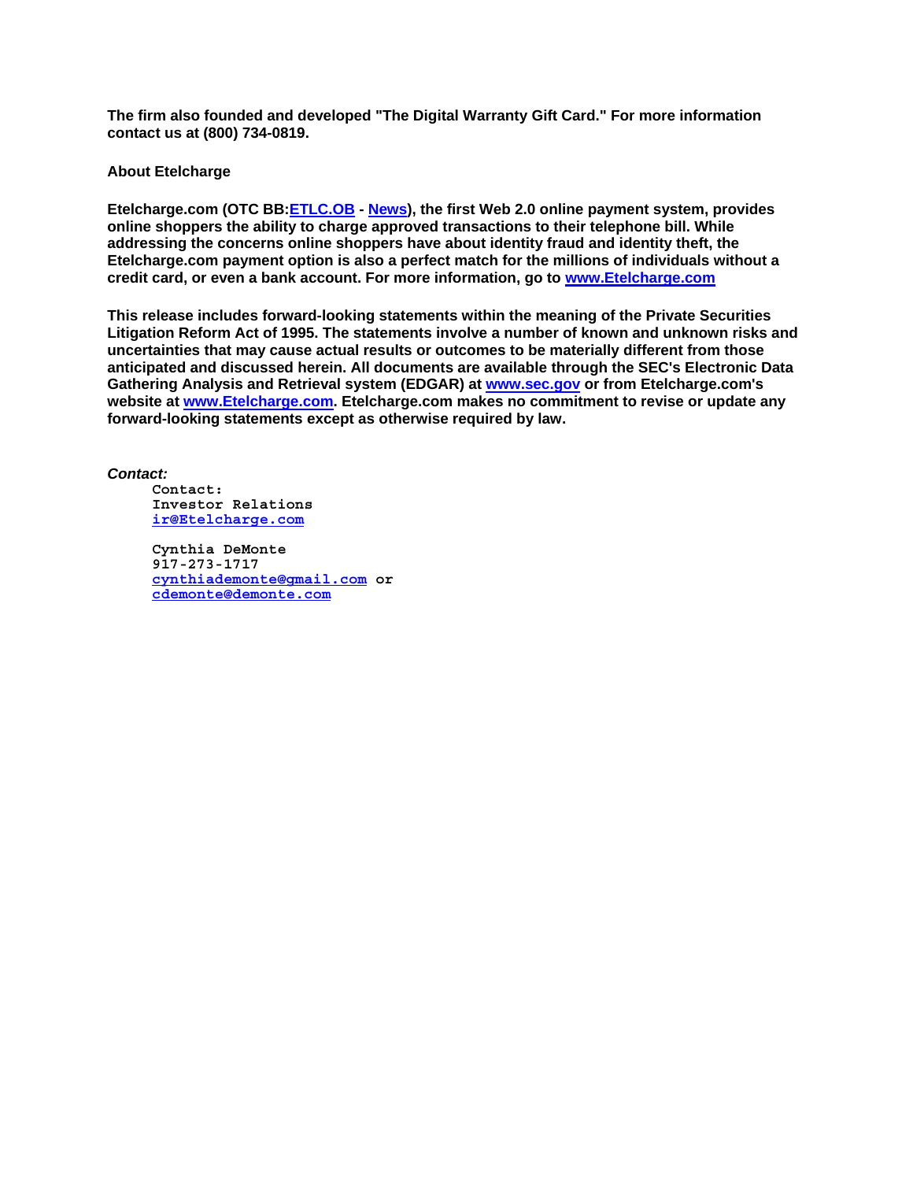**The firm also founded and developed "The Digital Warranty Gift Card." For more information contact us at (800) 734-0819.**

**About Etelcharge**

**Etelcharge.com (OTC BB:ETLC.OB - News), the first Web 2.0 online payment system, provides online shoppers the ability to charge approved transactions to their telephone bill. While addressing the concerns online shoppers have about identity fraud and identity theft, the Etelcharge.com payment option is also a perfect match for the millions of individuals without a credit card, or even a bank account. For more information, go to www.Etelcharge.com**

**This release includes forward-looking statements within the meaning of the Private Securities Litigation Reform Act of 1995. The statements involve a number of known and unknown risks and uncertainties that may cause actual results or outcomes to be materially different from those anticipated and discussed herein. All documents are available through the SEC's Electronic Data Gathering Analysis and Retrieval system (EDGAR) at www.sec.gov or from Etelcharge.com's website at www.Etelcharge.com. Etelcharge.com makes no commitment to revise or update any forward-looking statements except as otherwise required by law.**

***Contact:***

Contact:
Investor Relations
ir@Etelcharge.com

Cynthia DeMonte
917-273-1717
cynthiademonte@gmail.com or
cdemonte@demonte.com